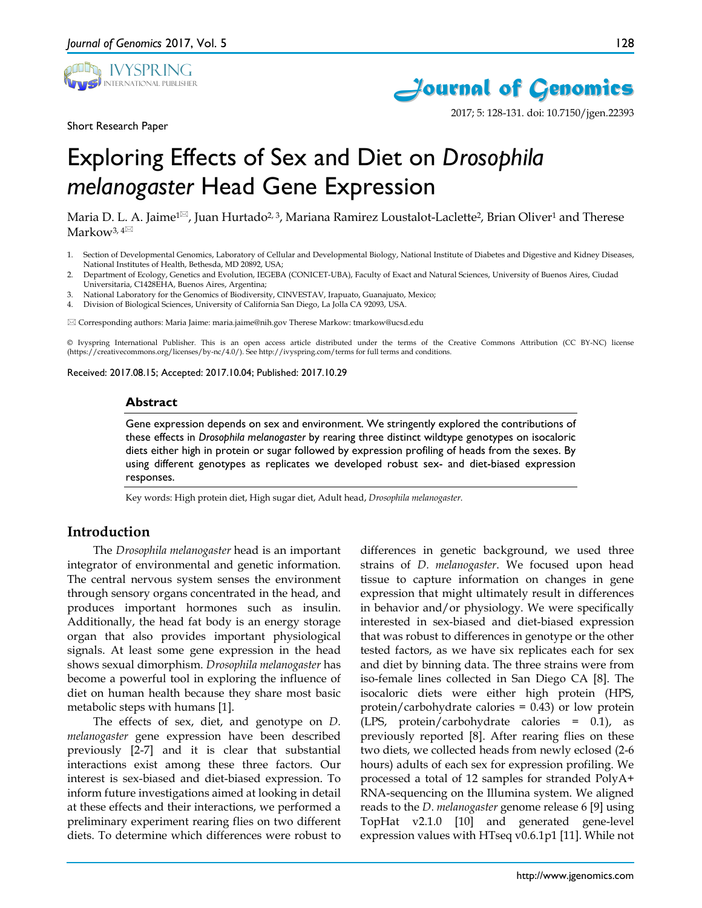Short Research Paper

# Exploring Effects of Sex and Diet on *Drosophila melanogaster* Head Gene Expression

Maria D. L. A. Jaime[1✉], Juan Hurtado[2, 3], Mariana Ramirez Loustalot-Laclette[2], Brian Oliver[1] and Therese Markow[3, 4✉]

1. Section of Developmental Genomics, Laboratory of Cellular and Developmental Biology, National Institute of Diabetes and Digestive and Kidney Diseases, National Institutes of Health, Bethesda, MD 20892, USA;
2. Department of Ecology, Genetics and Evolution, IEGEBA (CONICET-UBA), Faculty of Exact and Natural Sciences, University of Buenos Aires, Ciudad Universitaria, C1428EHA, Buenos Aires, Argentina;
3. National Laboratory for the Genomics of Biodiversity, CINVESTAV, Irapuato, Guanajuato, Mexico;
4. Division of Biological Sciences, University of California San Diego, La Jolla CA 92093, USA.

✉ Corresponding authors: Maria Jaime: maria.jaime@nih.gov Therese Markow: tmarkow@ucsd.edu

© Ivyspring International Publisher. This is an open access article distributed under the terms of the Creative Commons Attribution (CC BY-NC) license (https://creativecommons.org/licenses/by-nc/4.0/). See http://ivyspring.com/terms for full terms and conditions.

Received: 2017.08.15; Accepted: 2017.10.04; Published: 2017.10.29

## Abstract

Gene expression depends on sex and environment. We stringently explored the contributions of these effects in *Drosophila melanogaster* by rearing three distinct wildtype genotypes on isocaloric diets either high in protein or sugar followed by expression profiling of heads from the sexes. By using different genotypes as replicates we developed robust sex- and diet-biased expression responses.

Key words: High protein diet, High sugar diet, Adult head, *Drosophila melanogaster.*

## Introduction

The *Drosophila melanogaster* head is an important integrator of environmental and genetic information. The central nervous system senses the environment through sensory organs concentrated in the head, and produces important hormones such as insulin. Additionally, the head fat body is an energy storage organ that also provides important physiological signals. At least some gene expression in the head shows sexual dimorphism. *Drosophila melanogaster* has become a powerful tool in exploring the influence of diet on human health because they share most basic metabolic steps with humans [1].

The effects of sex, diet, and genotype on *D. melanogaster* gene expression have been described previously [2-7] and it is clear that substantial interactions exist among these three factors. Our interest is sex-biased and diet-biased expression. To inform future investigations aimed at looking in detail at these effects and their interactions, we performed a preliminary experiment rearing flies on two different diets. To determine which differences were robust to differences in genetic background, we used three strains of *D. melanogaster*. We focused upon head tissue to capture information on changes in gene expression that might ultimately result in differences in behavior and/or physiology. We were specifically interested in sex-biased and diet-biased expression that was robust to differences in genotype or the other tested factors, as we have six replicates each for sex and diet by binning data. The three strains were from iso-female lines collected in San Diego CA [8]. The isocaloric diets were either high protein (HPS, protein/carbohydrate calories = 0.43) or low protein (LPS, protein/carbohydrate calories = 0.1), as previously reported [8]. After rearing flies on these two diets, we collected heads from newly eclosed (2-6 hours) adults of each sex for expression profiling. We processed a total of 12 samples for stranded PolyA+ RNA-sequencing on the Illumina system. We aligned reads to the *D. melanogaster* genome release 6 [9] using TopHat v2.1.0 [10] and generated gene-level expression values with HTseq v0.6.1p1 [11]. While not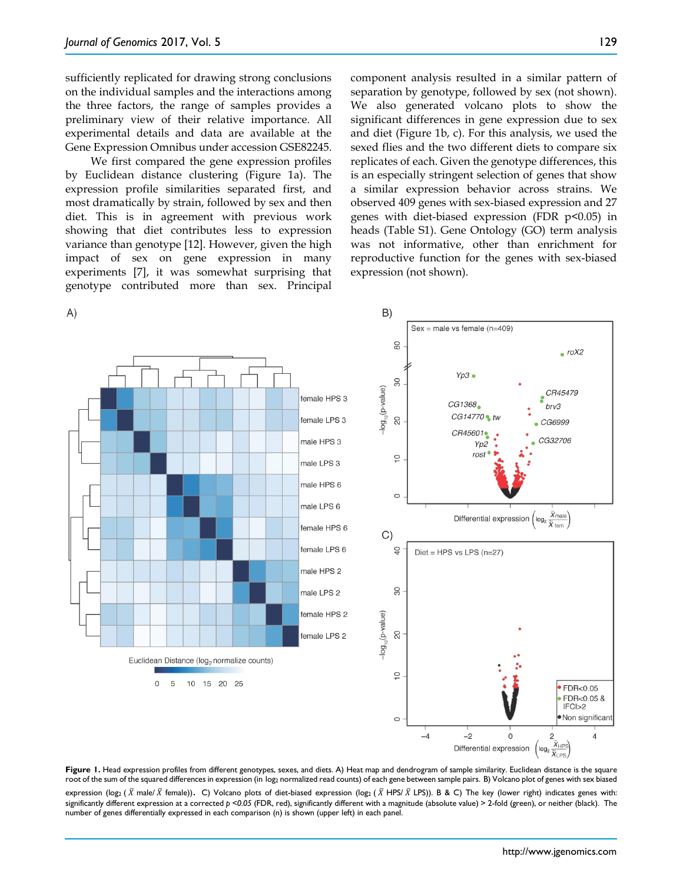sufficiently replicated for drawing strong conclusions on the individual samples and the interactions among the three factors, the range of samples provides a preliminary view of their relative importance. All experimental details and data are available at the Gene Expression Omnibus under accession GSE82245.

We first compared the gene expression profiles by Euclidean distance clustering (Figure 1a). The expression profile similarities separated first, and most dramatically by strain, followed by sex and then diet. This is in agreement with previous work showing that diet contributes less to expression variance than genotype [12]. However, given the high impact of sex on gene expression in many experiments [7], it was somewhat surprising that genotype contributed more than sex. Principal component analysis resulted in a similar pattern of separation by genotype, followed by sex (not shown). We also generated volcano plots to show the significant differences in gene expression due to sex and diet (Figure 1b, c). For this analysis, we used the sexed flies and the two different diets to compare six replicates of each. Given the genotype differences, this is an especially stringent selection of genes that show a similar expression behavior across strains. We observed 409 genes with sex-biased expression and 27 genes with diet-biased expression (FDR $p<0.05$) in heads (Table S1). Gene Ontology (GO) term analysis was not informative, other than enrichment for reproductive function for the genes with sex-biased expression (not shown).

**Figure 1.** Head expression profiles from different genotypes, sexes, and diets. A) Heat map and dendrogram of sample similarity. Euclidean distance is the square root of the sum of the squared differences in expression (in $\log_2$ normalized read counts) of each gene between sample pairs. B) Volcano plot of genes with sex biased expression ($\log_2(\bar{X}\text{ male}/\bar{X}\text{ female})$). C) Volcano plots of diet-biased expression ($\log_2(\bar{X}\text{ HPS}/\bar{X}\text{ LPS})$). B & C) The key (lower right) indicates genes with: significantly different expression at a corrected $p<0.05$ (FDR, red), significantly different with a magnitude (absolute value) > 2-fold (green), or neither (black). The number of genes differentially expressed in each comparison (n) is shown (upper left) in each panel.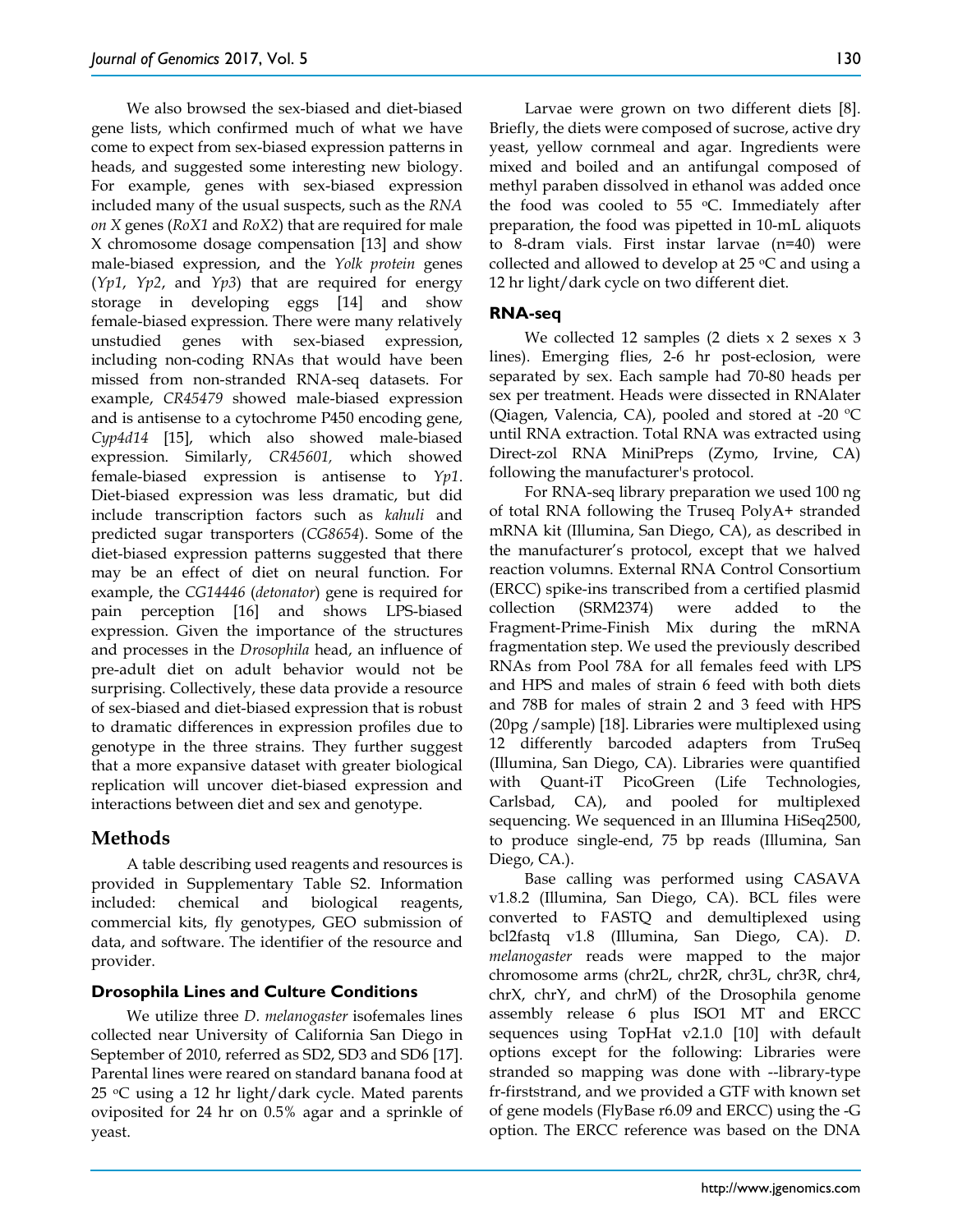We also browsed the sex-biased and diet-biased gene lists, which confirmed much of what we have come to expect from sex-biased expression patterns in heads, and suggested some interesting new biology. For example, genes with sex-biased expression included many of the usual suspects, such as the *RNA on X* genes (*RoX1* and *RoX2*) that are required for male X chromosome dosage compensation [13] and show male-biased expression, and the *Yolk protein* genes (*Yp1*, *Yp2*, and *Yp3*) that are required for energy storage in developing eggs [14] and show female-biased expression. There were many relatively unstudied genes with sex-biased expression, including non-coding RNAs that would have been missed from non-stranded RNA-seq datasets. For example, *CR45479* showed male-biased expression and is antisense to a cytochrome P450 encoding gene, *Cyp4d14* [15], which also showed male-biased expression. Similarly, *CR45601,* which showed female-biased expression is antisense to *Yp1*. Diet-biased expression was less dramatic, but did include transcription factors such as *kahuli* and predicted sugar transporters (*CG8654*). Some of the diet-biased expression patterns suggested that there may be an effect of diet on neural function. For example, the *CG14446* (*detonator*) gene is required for pain perception [16] and shows LPS-biased expression. Given the importance of the structures and processes in the *Drosophila* head, an influence of pre-adult diet on adult behavior would not be surprising. Collectively, these data provide a resource of sex-biased and diet-biased expression that is robust to dramatic differences in expression profiles due to genotype in the three strains. They further suggest that a more expansive dataset with greater biological replication will uncover diet-biased expression and interactions between diet and sex and genotype.

## Methods

A table describing used reagents and resources is provided in Supplementary Table S2. Information included: chemical and biological reagents, commercial kits, fly genotypes, GEO submission of data, and software. The identifier of the resource and provider.

### Drosophila Lines and Culture Conditions

We utilize three *D. melanogaster* isofemales lines collected near University of California San Diego in September of 2010, referred as SD2, SD3 and SD6 [17]. Parental lines were reared on standard banana food at 25 ºC using a 12 hr light/dark cycle. Mated parents oviposited for 24 hr on 0.5% agar and a sprinkle of yeast.

Larvae were grown on two different diets [8]. Briefly, the diets were composed of sucrose, active dry yeast, yellow cornmeal and agar. Ingredients were mixed and boiled and an antifungal composed of methyl paraben dissolved in ethanol was added once the food was cooled to 55 ºC. Immediately after preparation, the food was pipetted in 10-mL aliquots to 8-dram vials. First instar larvae (n=40) were collected and allowed to develop at 25 ºC and using a 12 hr light/dark cycle on two different diet.

### RNA-seq

We collected 12 samples (2 diets x 2 sexes x 3 lines). Emerging flies, 2-6 hr post-eclosion, were separated by sex. Each sample had 70-80 heads per sex per treatment. Heads were dissected in RNAlater (Qiagen, Valencia, CA), pooled and stored at -20 ºC until RNA extraction. Total RNA was extracted using Direct-zol RNA MiniPreps (Zymo, Irvine, CA) following the manufacturer's protocol.

For RNA-seq library preparation we used 100 ng of total RNA following the Truseq PolyA+ stranded mRNA kit (Illumina, San Diego, CA), as described in the manufacturer's protocol, except that we halved reaction volumns. External RNA Control Consortium (ERCC) spike-ins transcribed from a certified plasmid collection (SRM2374) were added to the Fragment-Prime-Finish Mix during the mRNA fragmentation step. We used the previously described RNAs from Pool 78A for all females feed with LPS and HPS and males of strain 6 feed with both diets and 78B for males of strain 2 and 3 feed with HPS (20pg /sample) [18]. Libraries were multiplexed using 12 differently barcoded adapters from TruSeq (Illumina, San Diego, CA). Libraries were quantified with Quant-iT PicoGreen (Life Technologies, Carlsbad, CA), and pooled for multiplexed sequencing. We sequenced in an Illumina HiSeq2500, to produce single-end, 75 bp reads (Illumina, San Diego, CA.).

Base calling was performed using CASAVA v1.8.2 (Illumina, San Diego, CA). BCL files were converted to FASTQ and demultiplexed using bcl2fastq v1.8 (Illumina, San Diego, CA). *D. melanogaster* reads were mapped to the major chromosome arms (chr2L, chr2R, chr3L, chr3R, chr4, chrX, chrY, and chrM) of the Drosophila genome assembly release 6 plus ISO1 MT and ERCC sequences using TopHat v2.1.0 [10] with default options except for the following: Libraries were stranded so mapping was done with --library-type fr-firststrand, and we provided a GTF with known set of gene models (FlyBase r6.09 and ERCC) using the -G option. The ERCC reference was based on the DNA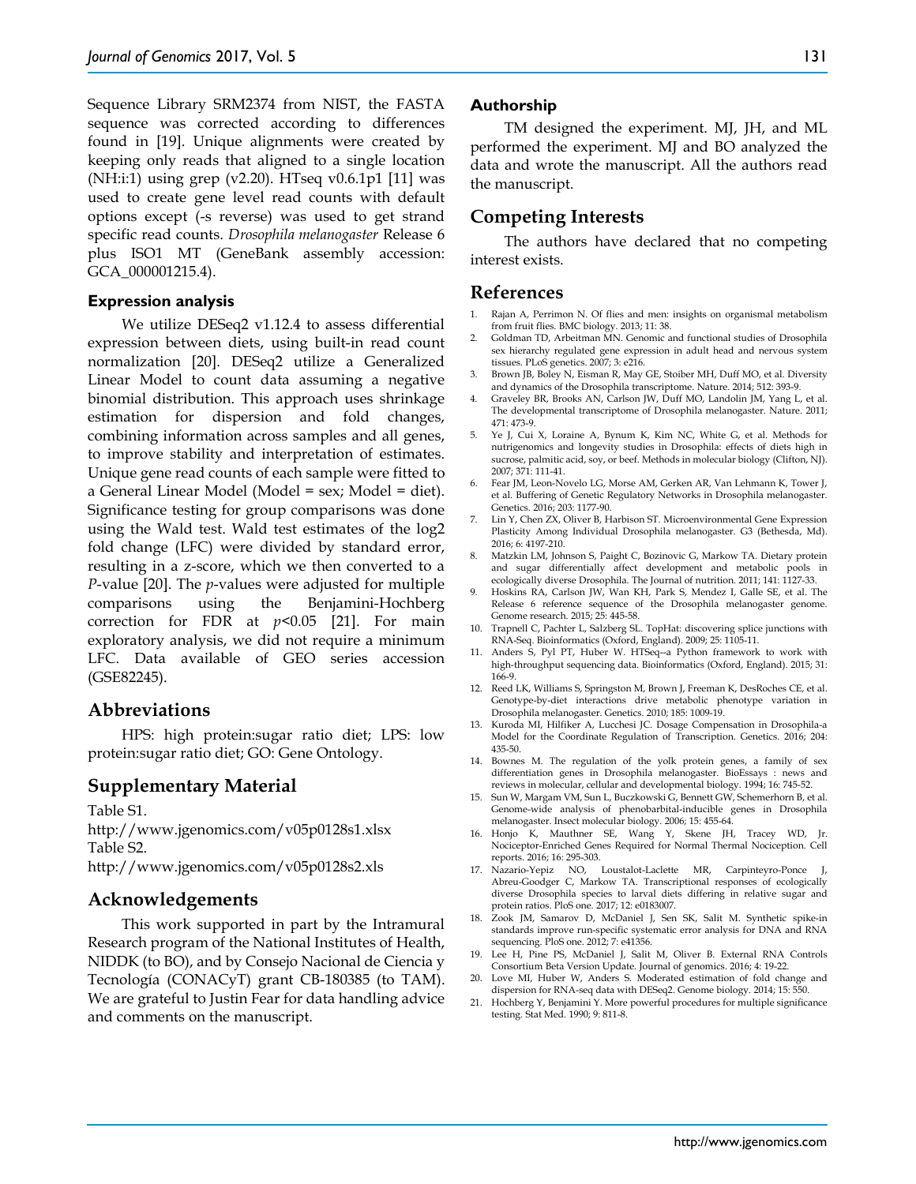Sequence Library SRM2374 from NIST, the FASTA sequence was corrected according to differences found in [19]. Unique alignments were created by keeping only reads that aligned to a single location (NH:i:1) using grep (v2.20). HTseq v0.6.1p1 [11] was used to create gene level read counts with default options except (-s reverse) was used to get strand specific read counts. *Drosophila melanogaster* Release 6 plus ISO1 MT (GeneBank assembly accession: GCA_000001215.4).

### Expression analysis

We utilize DESeq2 v1.12.4 to assess differential expression between diets, using built-in read count normalization [20]. DESeq2 utilize a Generalized Linear Model to count data assuming a negative binomial distribution. This approach uses shrinkage estimation for dispersion and fold changes, combining information across samples and all genes, to improve stability and interpretation of estimates. Unique gene read counts of each sample were fitted to a General Linear Model (Model = sex; Model = diet). Significance testing for group comparisons was done using the Wald test. Wald test estimates of the log2 fold change (LFC) were divided by standard error, resulting in a z-score, which we then converted to a *P*-value [20]. The *p*-values were adjusted for multiple comparisons using the Benjamini-Hochberg correction for FDR at $p<0.05$ [21]. For main exploratory analysis, we did not require a minimum LFC. Data available of GEO series accession (GSE82245).

## Abbreviations

HPS: high protein:sugar ratio diet; LPS: low protein:sugar ratio diet; GO: Gene Ontology.

## Supplementary Material

Table S1.
http://www.jgenomics.com/v05p0128s1.xlsx
Table S2.
http://www.jgenomics.com/v05p0128s2.xls

## Acknowledgements

This work supported in part by the Intramural Research program of the National Institutes of Health, NIDDK (to BO), and by Consejo Nacional de Ciencia y Tecnología (CONACyT) grant CB-180385 (to TAM). We are grateful to Justin Fear for data handling advice and comments on the manuscript.

### Authorship

TM designed the experiment. MJ, JH, and ML performed the experiment. MJ and BO analyzed the data and wrote the manuscript. All the authors read the manuscript.

## Competing Interests

The authors have declared that no competing interest exists.

## References

1. Rajan A, Perrimon N. Of flies and men: insights on organismal metabolism from fruit flies. BMC biology. 2013; 11: 38.
2. Goldman TD, Arbeitman MN. Genomic and functional studies of Drosophila sex hierarchy regulated gene expression in adult head and nervous system tissues. PLoS genetics. 2007; 3: e216.
3. Brown JB, Boley N, Eisman R, May GE, Stoiber MH, Duff MO, et al. Diversity and dynamics of the Drosophila transcriptome. Nature. 2014; 512: 393-9.
4. Graveley BR, Brooks AN, Carlson JW, Duff MO, Landolin JM, Yang L, et al. The developmental transcriptome of Drosophila melanogaster. Nature. 2011; 471: 473-9.
5. Ye J, Cui X, Loraine A, Bynum K, Kim NC, White G, et al. Methods for nutrigenomics and longevity studies in Drosophila: effects of diets high in sucrose, palmitic acid, soy, or beef. Methods in molecular biology (Clifton, NJ). 2007; 371: 111-41.
6. Fear JM, Leon-Novelo LG, Morse AM, Gerken AR, Van Lehmann K, Tower J, et al. Buffering of Genetic Regulatory Networks in Drosophila melanogaster. Genetics. 2016; 203: 1177-90.
7. Lin Y, Chen ZX, Oliver B, Harbison ST. Microenvironmental Gene Expression Plasticity Among Individual Drosophila melanogaster. G3 (Bethesda, Md). 2016; 6: 4197-210.
8. Matzkin LM, Johnson S, Paight C, Bozinovic G, Markow TA. Dietary protein and sugar differentially affect development and metabolic pools in ecologically diverse Drosophila. The Journal of nutrition. 2011; 141: 1127-33.
9. Hoskins RA, Carlson JW, Wan KH, Park S, Mendez I, Galle SE, et al. The Release 6 reference sequence of the Drosophila melanogaster genome. Genome research. 2015; 25: 445-58.
10. Trapnell C, Pachter L, Salzberg SL. TopHat: discovering splice junctions with RNA-Seq. Bioinformatics (Oxford, England). 2009; 25: 1105-11.
11. Anders S, Pyl PT, Huber W. HTSeq--a Python framework to work with high-throughput sequencing data. Bioinformatics (Oxford, England). 2015; 31: 166-9.
12. Reed LK, Williams S, Springston M, Brown J, Freeman K, DesRoches CE, et al. Genotype-by-diet interactions drive metabolic phenotype variation in Drosophila melanogaster. Genetics. 2010; 185: 1009-19.
13. Kuroda MI, Hilfiker A, Lucchesi JC. Dosage Compensation in Drosophila-a Model for the Coordinate Regulation of Transcription. Genetics. 2016; 204: 435-50.
14. Bownes M. The regulation of the yolk protein genes, a family of sex differentiation genes in Drosophila melanogaster. BioEssays : news and reviews in molecular, cellular and developmental biology. 1994; 16: 745-52.
15. Sun W, Margam VM, Sun L, Buczkowski G, Bennett GW, Schemerhorn B, et al. Genome-wide analysis of phenobarbital-inducible genes in Drosophila melanogaster. Insect molecular biology. 2006; 15: 455-64.
16. Honjo K, Mauthner SE, Wang Y, Skene JH, Tracey WD, Jr. Nociceptor-Enriched Genes Required for Normal Thermal Nociception. Cell reports. 2016; 16: 295-303.
17. Nazario-Yepiz NO, Loustalot-Laclette MR, Carpinteyro-Ponce J, Abreu-Goodger C, Markow TA. Transcriptional responses of ecologically diverse Drosophila species to larval diets differing in relative sugar and protein ratios. PloS one. 2017; 12: e0183007.
18. Zook JM, Samarov D, McDaniel J, Sen SK, Salit M. Synthetic spike-in standards improve run-specific systematic error analysis for DNA and RNA sequencing. PloS one. 2012; 7: e41356.
19. Lee H, Pine PS, McDaniel J, Salit M, Oliver B. External RNA Controls Consortium Beta Version Update. Journal of genomics. 2016; 4: 19-22.
20. Love MI, Huber W, Anders S. Moderated estimation of fold change and dispersion for RNA-seq data with DESeq2. Genome biology. 2014; 15: 550.
21. Hochberg Y, Benjamini Y. More powerful procedures for multiple significance testing. Stat Med. 1990; 9: 811-8.